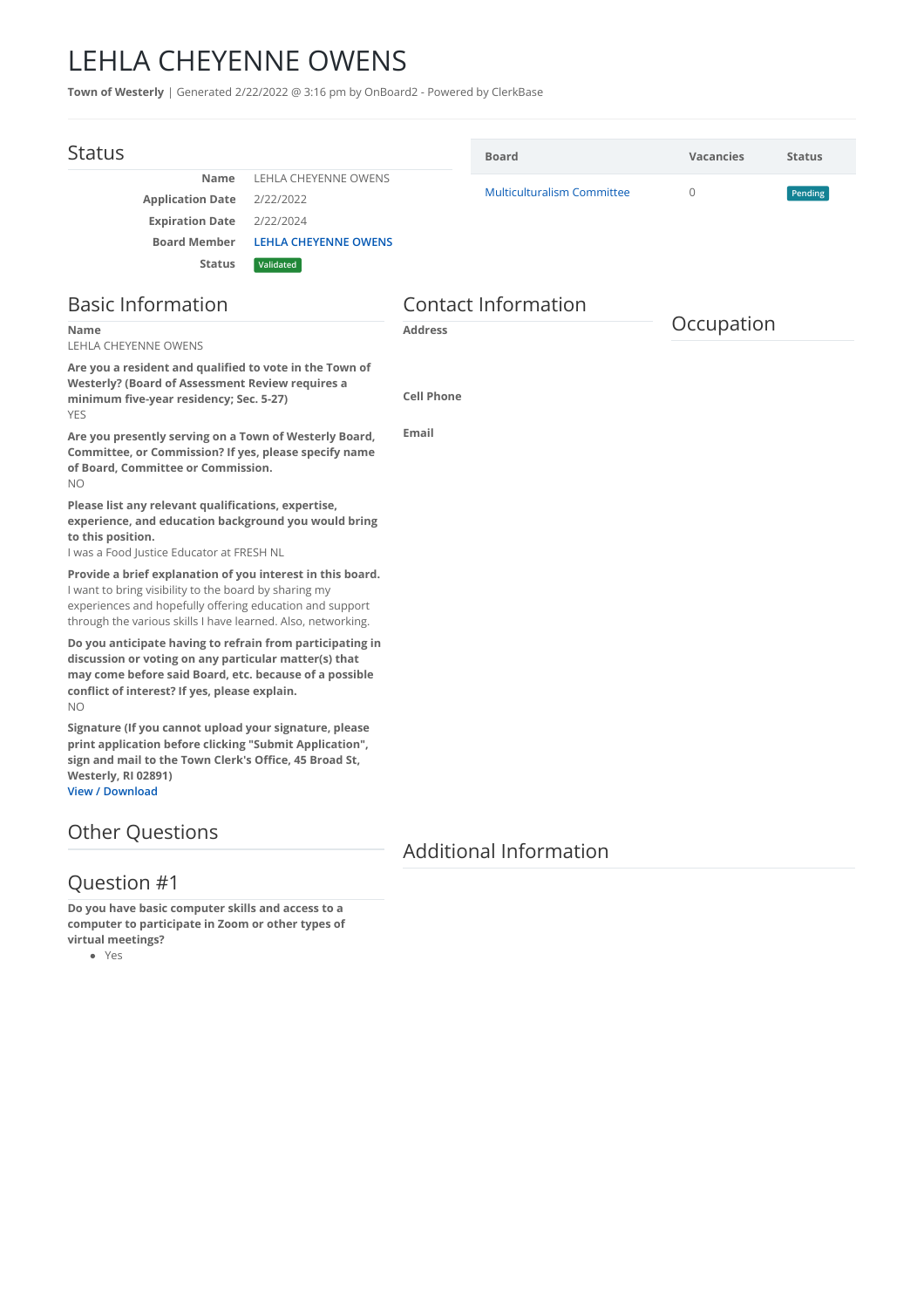# LEHLA CHEYENNE OWENS

**Town of Westerly** | Generated 2/22/2022 @ 3:16 pm by OnBoard2 - Powered by ClerkBase

## Status

| | |
|---|---|
| **Name** | LEHLA CHEYENNE OWENS |
| **Application Date** | 2/22/2022 |
| **Expiration Date** | 2/22/2024 |
| **Board Member** | LEHLA CHEYENNE OWENS |
| **Status** | Validated |

| Board | Vacancies | Status |
|---|---|---|
| Multiculturalism Committee | 0 | Pending |

## Basic Information

**Name**
LEHLA CHEYENNE OWENS

**Are you a resident and qualified to vote in the Town of Westerly? (Board of Assessment Review requires a minimum five-year residency; Sec. 5-27)**
YES

**Are you presently serving on a Town of Westerly Board, Committee, or Commission? If yes, please specify name of Board, Committee or Commission.**
NO

**Please list any relevant qualifications, expertise, experience, and education background you would bring to this position.**
I was a Food Justice Educator at FRESH NL

**Provide a brief explanation of you interest in this board.**
I want to bring visibility to the board by sharing my experiences and hopefully offering education and support through the various skills I have learned. Also, networking.

**Do you anticipate having to refrain from participating in discussion or voting on any particular matter(s) that may come before said Board, etc. because of a possible conflict of interest? If yes, please explain.**
NO

**Signature (If you cannot upload your signature, please print application before clicking "Submit Application", sign and mail to the Town Clerk's Office, 45 Broad St, Westerly, RI 02891)**
View / Download

## Contact Information

**Address**

**Cell Phone**

**Email**

## Occupation

## Other Questions

## Question #1

**Do you have basic computer skills and access to a computer to participate in Zoom or other types of virtual meetings?**

- Yes

## Additional Information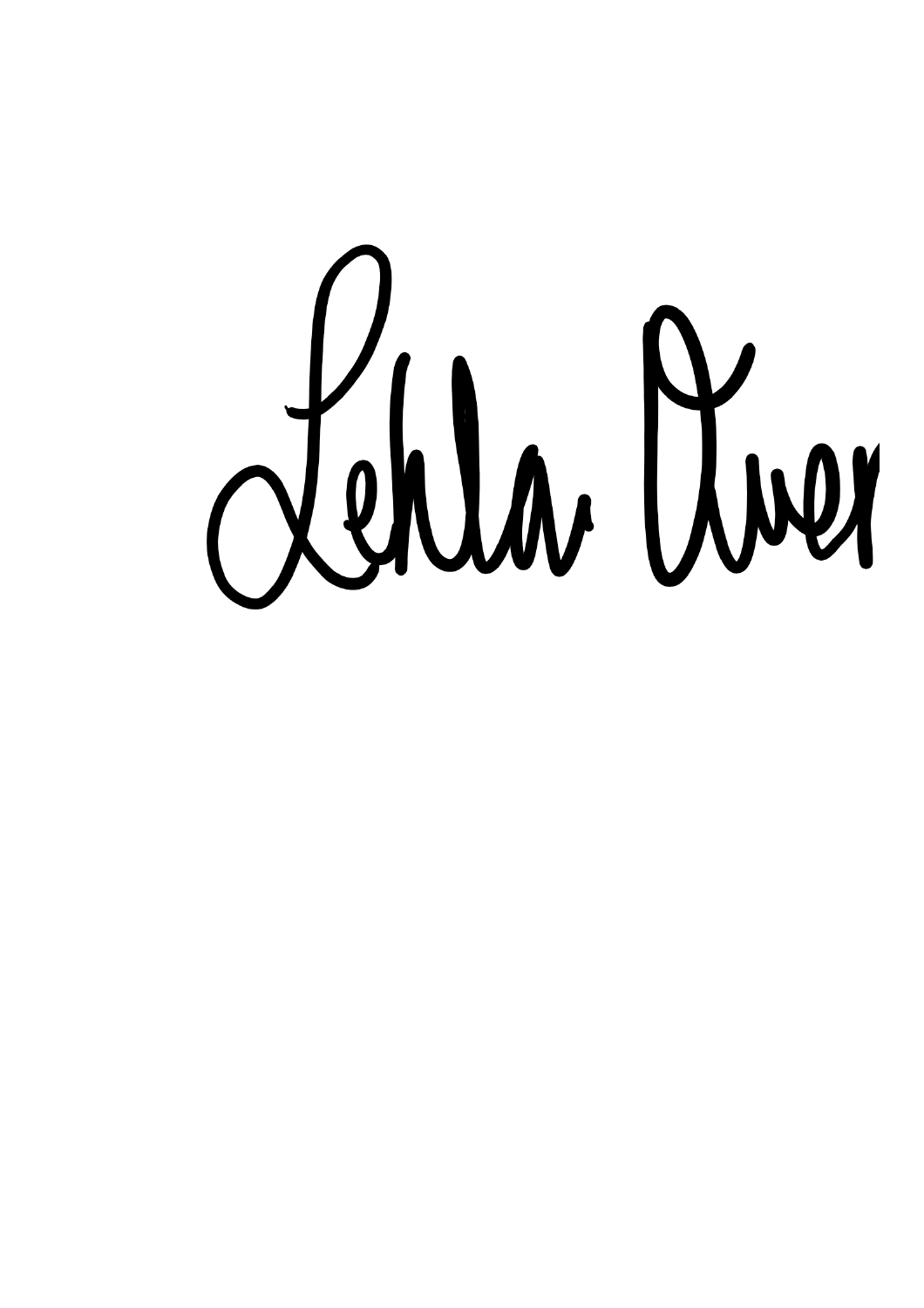Leila Over